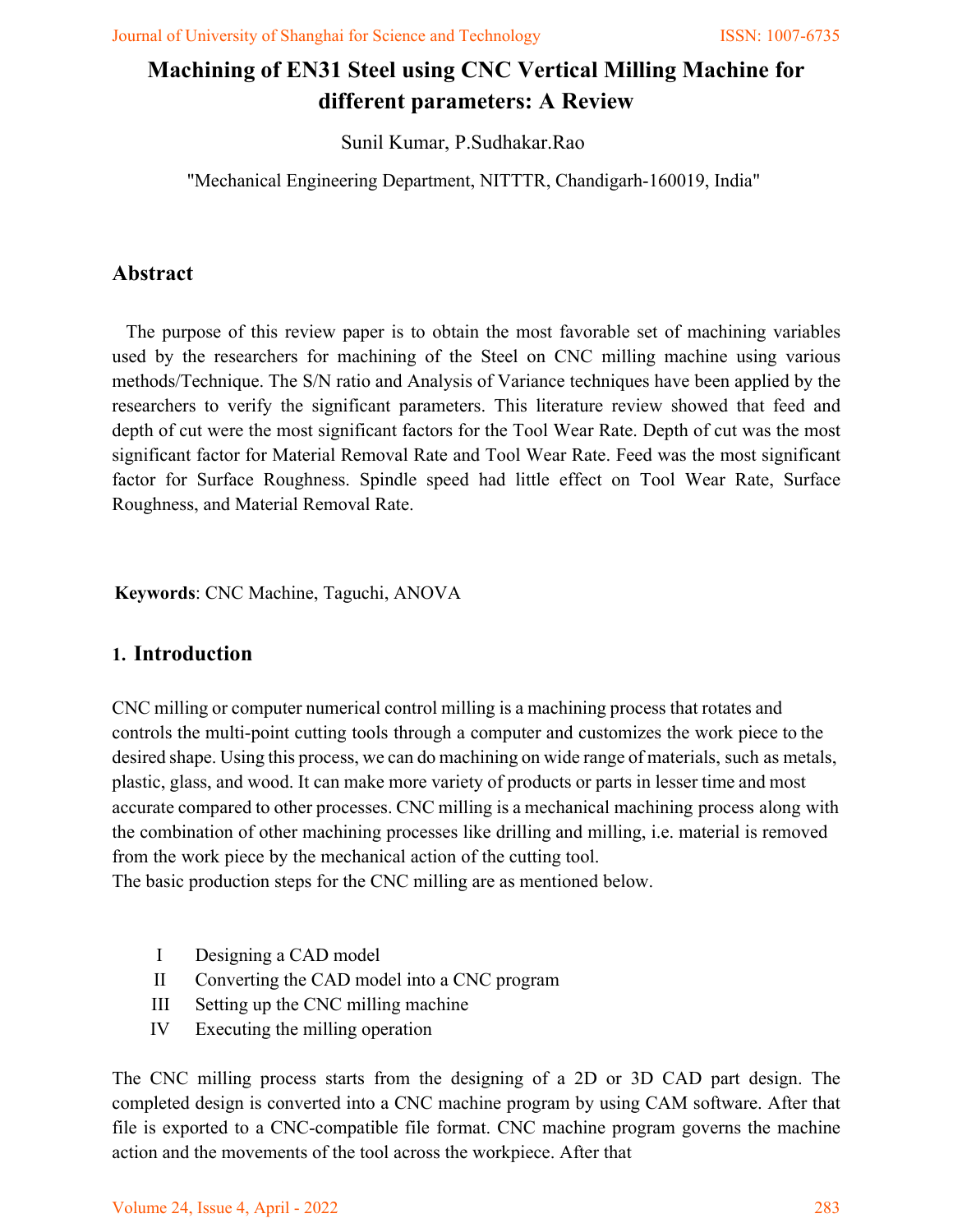# Machining of EN31 Steel using CNC Vertical Milling Machine for different parameters: A Review

Sunil Kumar, P.Sudhakar.Rao

"Mechanical Engineering Department, NITTTR, Chandigarh-160019, India"

## Abstract

The purpose of this review paper is to obtain the most favorable set of machining variables used by the researchers for machining of the Steel on CNC milling machine using various methods/Technique. The S/N ratio and Analysis of Variance techniques have been applied by the researchers to verify the significant parameters. This literature review showed that feed and depth of cut were the most significant factors for the Tool Wear Rate. Depth of cut was the most significant factor for Material Removal Rate and Tool Wear Rate. Feed was the most significant factor for Surface Roughness. Spindle speed had little effect on Tool Wear Rate, Surface Roughness, and Material Removal Rate.

**Keywords**: CNC Machine, Taguchi, ANOVA

## 1. Introduction

CNC milling or computer numerical control milling is a machining process that rotates and controls the multi-point cutting tools through a computer and customizes the work piece to the desired shape. Using this process, we can do machining on wide range of materials, such as metals, plastic, glass, and wood. It can make more variety of products or parts in lesser time and most accurate compared to other processes. CNC milling is a mechanical machining process along with the combination of other machining processes like drilling and milling, i.e. material is removed from the work piece by the mechanical action of the cutting tool.

The basic production steps for the CNC milling are as mentioned below.

I. Designing a CAD model
II. Converting the CAD model into a CNC program
III. Setting up the CNC milling machine
IV. Executing the milling operation

The CNC milling process starts from the designing of a 2D or 3D CAD part design. The completed design is converted into a CNC machine program by using CAM software. After that file is exported to a CNC-compatible file format. CNC machine program governs the machine action and the movements of the tool across the workpiece. After that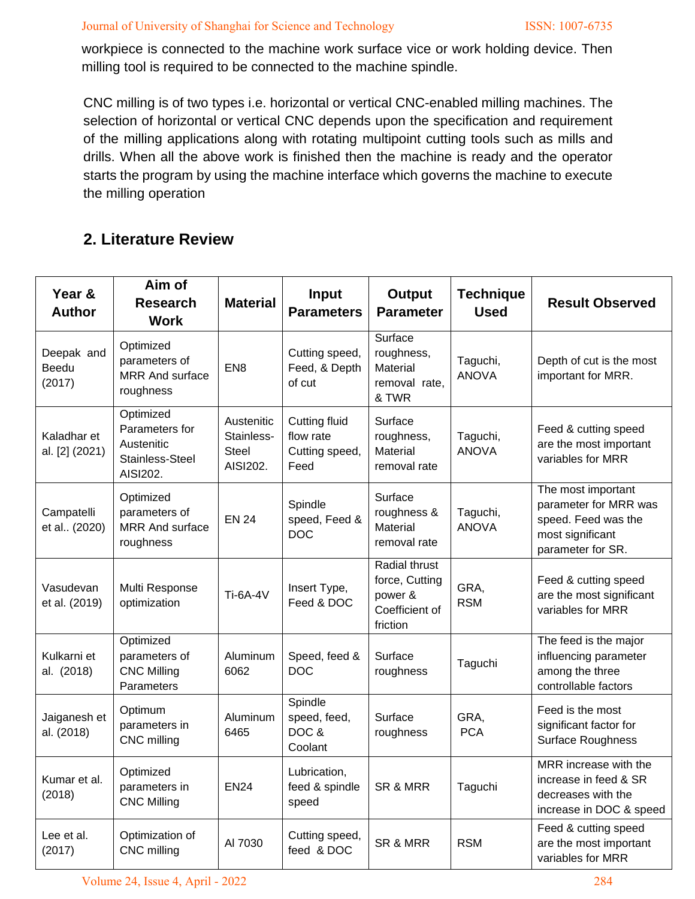workpiece is connected to the machine work surface vice or work holding device. Then milling tool is required to be connected to the machine spindle.

CNC milling is of two types i.e. horizontal or vertical CNC-enabled milling machines. The selection of horizontal or vertical CNC depends upon the specification and requirement of the milling applications along with rotating multipoint cutting tools such as mills and drills. When all the above work is finished then the machine is ready and the operator starts the program by using the machine interface which governs the machine to execute the milling operation

## 2. Literature Review

| Year & Author | Aim of Research Work | Material | Input Parameters | Output Parameter | Technique Used | Result Observed |
|---|---|---|---|---|---|---|
| Deepak and Beedu (2017) | Optimized parameters of MRR And surface roughness | EN8 | Cutting speed, Feed, & Depth of cut | Surface roughness, Material removal rate, & TWR | Taguchi, ANOVA | Depth of cut is the most important for MRR. |
| Kaladhar et al. [2] (2021) | Optimized Parameters for Austenitic Stainless-Steel AISI202. | Austenitic Stainless-Steel AISI202. | Cutting fluid flow rate Cutting speed, Feed | Surface roughness, Material removal rate | Taguchi, ANOVA | Feed & cutting speed are the most important variables for MRR |
| Campatelli et al.. (2020) | Optimized parameters of MRR And surface roughness | EN 24 | Spindle speed, Feed & DOC | Surface roughness & Material removal rate | Taguchi, ANOVA | The most important parameter for MRR was speed. Feed was the most significant parameter for SR. |
| Vasudevan et al. (2019) | Multi Response optimization | Ti-6A-4V | Insert Type, Feed & DOC | Radial thrust force, Cutting power & Coefficient of friction | GRA, RSM | Feed & cutting speed are the most significant variables for MRR |
| Kulkarni et al. (2018) | Optimized parameters of CNC Milling Parameters | Aluminum 6062 | Speed, feed & DOC | Surface roughness | Taguchi | The feed is the major influencing parameter among the three controllable factors |
| Jaiganesh et al. (2018) | Optimum parameters in CNC milling | Aluminum 6465 | Spindle speed, feed, DOC & Coolant | Surface roughness | GRA, PCA | Feed is the most significant factor for Surface Roughness |
| Kumar et al. (2018) | Optimized parameters in CNC Milling | EN24 | Lubrication, feed & spindle speed | SR & MRR | Taguchi | MRR increase with the increase in feed & SR decreases with the increase in DOC & speed |
| Lee et al. (2017) | Optimization of CNC milling | Al 7030 | Cutting speed, feed & DOC | SR & MRR | RSM | Feed & cutting speed are the most important variables for MRR |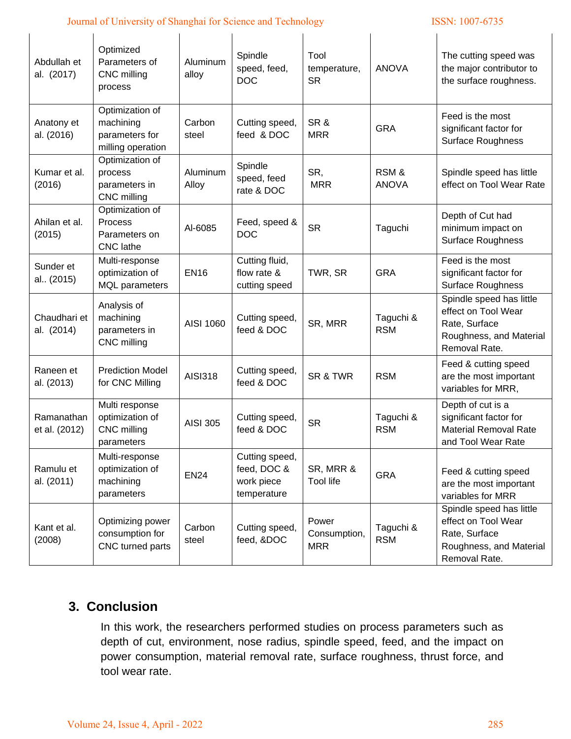| Abdullah et al. (2017) | Optimized Parameters of CNC milling process | Aluminum alloy | Spindle speed, feed, DOC | Tool temperature, SR | ANOVA | The cutting speed was the major contributor to the surface roughness. |
|---|---|---|---|---|---|---|
| Anatony et al. (2016) | Optimization of machining parameters for milling operation | Carbon steel | Cutting speed, feed & DOC | SR & MRR | GRA | Feed is the most significant factor for Surface Roughness |
| Kumar et al. (2016) | Optimization of process parameters in CNC milling | Aluminum Alloy | Spindle speed, feed rate & DOC | SR, MRR | RSM & ANOVA | Spindle speed has little effect on Tool Wear Rate |
| Ahilan et al. (2015) | Optimization of Process Parameters on CNC lathe | Al-6085 | Feed, speed & DOC | SR | Taguchi | Depth of Cut had minimum impact on Surface Roughness |
| Sunder et al.. (2015) | Multi-response optimization of MQL parameters | EN16 | Cutting fluid, flow rate & cutting speed | TWR, SR | GRA | Feed is the most significant factor for Surface Roughness |
| Chaudhari et al. (2014) | Analysis of machining parameters in CNC milling | AISI 1060 | Cutting speed, feed & DOC | SR, MRR | Taguchi & RSM | Spindle speed has little effect on Tool Wear Rate, Surface Roughness, and Material Removal Rate. |
| Raneen et al. (2013) | Prediction Model for CNC Milling | AISI318 | Cutting speed, feed & DOC | SR & TWR | RSM | Feed & cutting speed are the most important variables for MRR, |
| Ramanathan et al. (2012) | Multi response optimization of CNC milling parameters | AISI 305 | Cutting speed, feed & DOC | SR | Taguchi & RSM | Depth of cut is a significant factor for Material Removal Rate and Tool Wear Rate |
| Ramulu et al. (2011) | Multi-response optimization of machining parameters | EN24 | Cutting speed, feed, DOC & work piece temperature | SR, MRR & Tool life | GRA | Feed & cutting speed are the most important variables for MRR |
| Kant et al. (2008) | Optimizing power consumption for CNC turned parts | Carbon steel | Cutting speed, feed, &DOC | Power Consumption, MRR | Taguchi & RSM | Spindle speed has little effect on Tool Wear Rate, Surface Roughness, and Material Removal Rate. |

## 3. Conclusion

In this work, the researchers performed studies on process parameters such as depth of cut, environment, nose radius, spindle speed, feed, and the impact on power consumption, material removal rate, surface roughness, thrust force, and tool wear rate.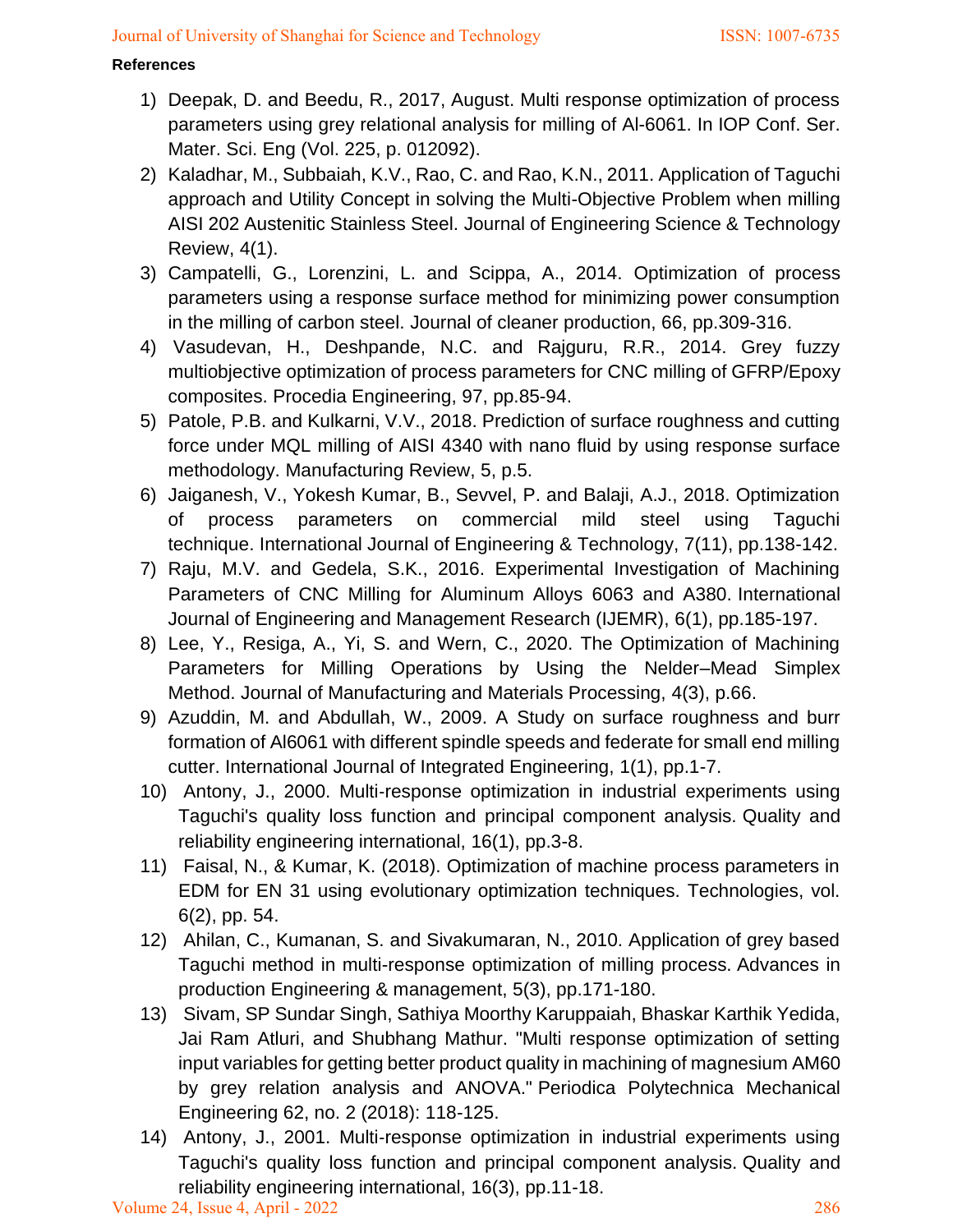**References**

1) Deepak, D. and Beedu, R., 2017, August. Multi response optimization of process parameters using grey relational analysis for milling of Al-6061. In IOP Conf. Ser. Mater. Sci. Eng (Vol. 225, p. 012092).
2) Kaladhar, M., Subbaiah, K.V., Rao, C. and Rao, K.N., 2011. Application of Taguchi approach and Utility Concept in solving the Multi-Objective Problem when milling AISI 202 Austenitic Stainless Steel. Journal of Engineering Science & Technology Review, 4(1).
3) Campatelli, G., Lorenzini, L. and Scippa, A., 2014. Optimization of process parameters using a response surface method for minimizing power consumption in the milling of carbon steel. Journal of cleaner production, 66, pp.309-316.
4) Vasudevan, H., Deshpande, N.C. and Rajguru, R.R., 2014. Grey fuzzy multiobjective optimization of process parameters for CNC milling of GFRP/Epoxy composites. Procedia Engineering, 97, pp.85-94.
5) Patole, P.B. and Kulkarni, V.V., 2018. Prediction of surface roughness and cutting force under MQL milling of AISI 4340 with nano fluid by using response surface methodology. Manufacturing Review, 5, p.5.
6) Jaiganesh, V., Yokesh Kumar, B., Sevvel, P. and Balaji, A.J., 2018. Optimization of process parameters on commercial mild steel using Taguchi technique. International Journal of Engineering & Technology, 7(11), pp.138-142.
7) Raju, M.V. and Gedela, S.K., 2016. Experimental Investigation of Machining Parameters of CNC Milling for Aluminum Alloys 6063 and A380. International Journal of Engineering and Management Research (IJEMR), 6(1), pp.185-197.
8) Lee, Y., Resiga, A., Yi, S. and Wern, C., 2020. The Optimization of Machining Parameters for Milling Operations by Using the Nelder–Mead Simplex Method. Journal of Manufacturing and Materials Processing, 4(3), p.66.
9) Azuddin, M. and Abdullah, W., 2009. A Study on surface roughness and burr formation of Al6061 with different spindle speeds and federate for small end milling cutter. International Journal of Integrated Engineering, 1(1), pp.1-7.
10) Antony, J., 2000. Multi-response optimization in industrial experiments using Taguchi's quality loss function and principal component analysis. Quality and reliability engineering international, 16(1), pp.3-8.
11) Faisal, N., & Kumar, K. (2018). Optimization of machine process parameters in EDM for EN 31 using evolutionary optimization techniques. Technologies, vol. 6(2), pp. 54.
12) Ahilan, C., Kumanan, S. and Sivakumaran, N., 2010. Application of grey based Taguchi method in multi-response optimization of milling process. Advances in production Engineering & management, 5(3), pp.171-180.
13) Sivam, SP Sundar Singh, Sathiya Moorthy Karuppaiah, Bhaskar Karthik Yedida, Jai Ram Atluri, and Shubhang Mathur. "Multi response optimization of setting input variables for getting better product quality in machining of magnesium AM60 by grey relation analysis and ANOVA." Periodica Polytechnica Mechanical Engineering 62, no. 2 (2018): 118-125.
14) Antony, J., 2001. Multi-response optimization in industrial experiments using Taguchi's quality loss function and principal component analysis. Quality and reliability engineering international, 16(3), pp.11-18.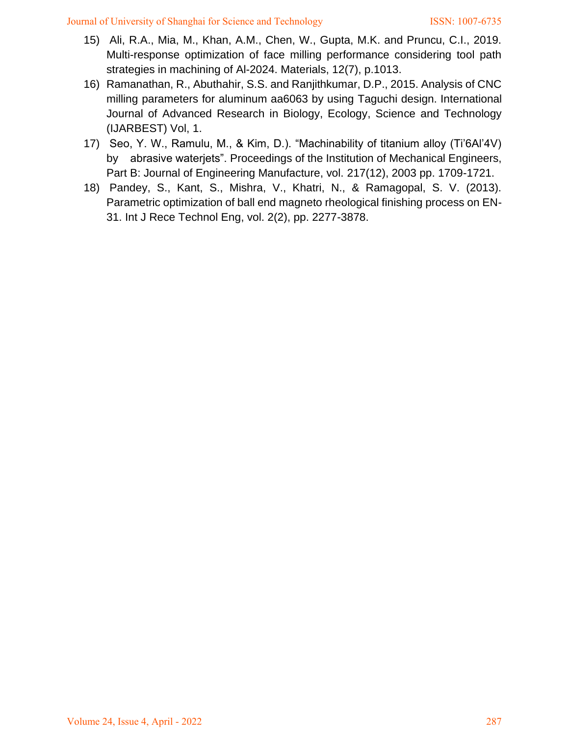15) Ali, R.A., Mia, M., Khan, A.M., Chen, W., Gupta, M.K. and Pruncu, C.I., 2019. Multi-response optimization of face milling performance considering tool path strategies in machining of Al-2024. Materials, 12(7), p.1013.
16) Ramanathan, R., Abuthahir, S.S. and Ranjithkumar, D.P., 2015. Analysis of CNC milling parameters for aluminum aa6063 by using Taguchi design. International Journal of Advanced Research in Biology, Ecology, Science and Technology (IJARBEST) Vol, 1.
17) Seo, Y. W., Ramulu, M., & Kim, D.). "Machinability of titanium alloy (Ti'6Al'4V) by abrasive waterjets". Proceedings of the Institution of Mechanical Engineers, Part B: Journal of Engineering Manufacture, vol. 217(12), 2003 pp. 1709-1721.
18) Pandey, S., Kant, S., Mishra, V., Khatri, N., & Ramagopal, S. V. (2013). Parametric optimization of ball end magneto rheological finishing process on EN-31. Int J Rece Technol Eng, vol. 2(2), pp. 2277-3878.